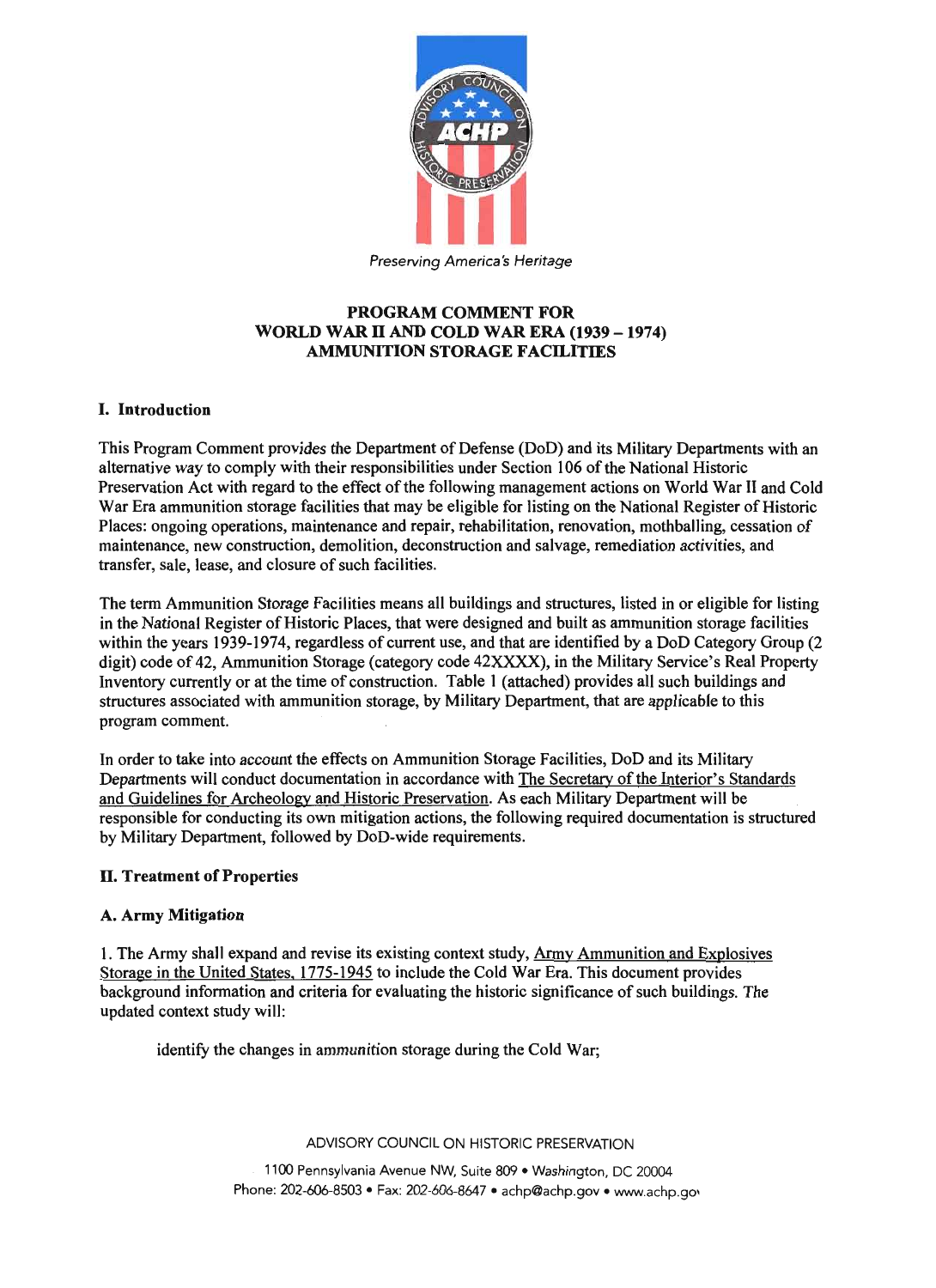Preserving America's Heritage

# PROGRAM COMMENT FOR WORLD WAR II AND COLD WAR ERA (1939 – 1974) AMMUNITION STORAGE FACILITIES

## I. Introduction

This Program Comment provides the Department of Defense (DoD) and its Military Departments with an alternative way to comply with their responsibilities under Section 106 of the National Historic Preservation Act with regard to the effect of the following management actions on World War II and Cold War Era ammunition storage facilities that may be eligible for listing on the National Register of Historic Places: ongoing operations, maintenance and repair, rehabilitation, renovation, mothballing, cessation of maintenance, new construction, demolition, deconstruction and salvage, remediation activities, and transfer, sale, lease, and closure of such facilities.

The term Ammunition Storage Facilities means all buildings and structures, listed in or eligible for listing in the National Register of Historic Places, that were designed and built as ammunition storage facilities within the years 1939-1974, regardless of current use, and that are identified by a DoD Category Group (2 digit) code of 42, Ammunition Storage (category code 42XXXX), in the Military Service's Real Property Inventory currently or at the time of construction. Table 1 (attached) provides all such buildings and structures associated with ammunition storage, by Military Department, that are applicable to this program comment.

In order to take into account the effects on Ammunition Storage Facilities, DoD and its Military Departments will conduct documentation in accordance with The Secretary of the Interior's Standards and Guidelines for Archeology and Historic Preservation. As each Military Department will be responsible for conducting its own mitigation actions, the following required documentation is structured by Military Department, followed by DoD-wide requirements.

## II. Treatment of Properties

### A. Army Mitigation

1. The Army shall expand and revise its existing context study, Army Ammunition and Explosives Storage in the United States, 1775-1945 to include the Cold War Era. This document provides background information and criteria for evaluating the historic significance of such buildings. The updated context study will:

identify the changes in ammunition storage during the Cold War;

ADVISORY COUNCIL ON HISTORIC PRESERVATION

1100 Pennsylvania Avenue NW, Suite 809 • Washington, DC 20004
Phone: 202-606-8503 • Fax: 202-606-8647 • achp@achp.gov • www.achp.gov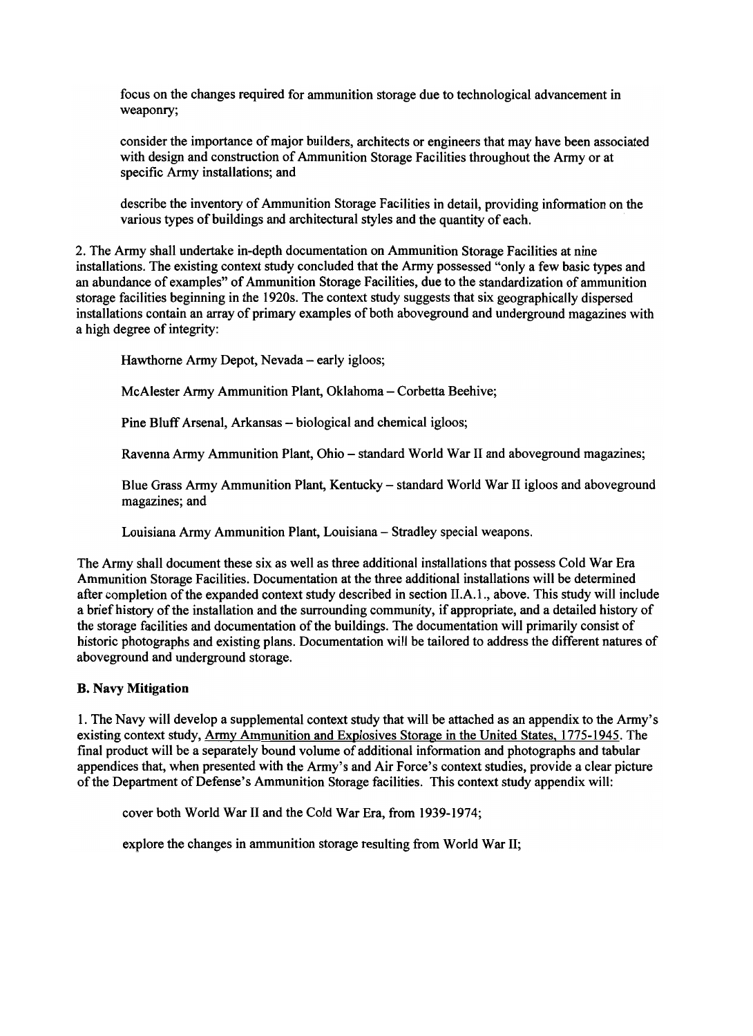focus on the changes required for ammunition storage due to technological advancement in weaponry;

consider the importance of major builders, architects or engineers that may have been associated with design and construction of Ammunition Storage Facilities throughout the Army or at specific Army installations; and

describe the inventory of Ammunition Storage Facilities in detail, providing information on the various types of buildings and architectural styles and the quantity of each.

2. The Army shall undertake in-depth documentation on Ammunition Storage Facilities at nine installations. The existing context study concluded that the Army possessed "only a few basic types and an abundance of examples" of Ammunition Storage Facilities, due to the standardization of ammunition storage facilities beginning in the 1920s. The context study suggests that six geographically dispersed installations contain an array of primary examples of both aboveground and underground magazines with a high degree of integrity:

Hawthorne Army Depot, Nevada – early igloos;

McAlester Army Ammunition Plant, Oklahoma – Corbetta Beehive;

Pine Bluff Arsenal, Arkansas – biological and chemical igloos;

Ravenna Army Ammunition Plant, Ohio – standard World War II and aboveground magazines;

Blue Grass Army Ammunition Plant, Kentucky – standard World War II igloos and aboveground magazines; and

Louisiana Army Ammunition Plant, Louisiana – Stradley special weapons.

The Army shall document these six as well as three additional installations that possess Cold War Era Ammunition Storage Facilities. Documentation at the three additional installations will be determined after completion of the expanded context study described in section II.A.1., above. This study will include a brief history of the installation and the surrounding community, if appropriate, and a detailed history of the storage facilities and documentation of the buildings. The documentation will primarily consist of historic photographs and existing plans. Documentation will be tailored to address the different natures of aboveground and underground storage.

**B. Navy Mitigation**

1. The Navy will develop a supplemental context study that will be attached as an appendix to the Army's existing context study, Army Ammunition and Explosives Storage in the United States, 1775-1945. The final product will be a separately bound volume of additional information and photographs and tabular appendices that, when presented with the Army's and Air Force's context studies, provide a clear picture of the Department of Defense's Ammunition Storage facilities. This context study appendix will:

cover both World War II and the Cold War Era, from 1939-1974;

explore the changes in ammunition storage resulting from World War II;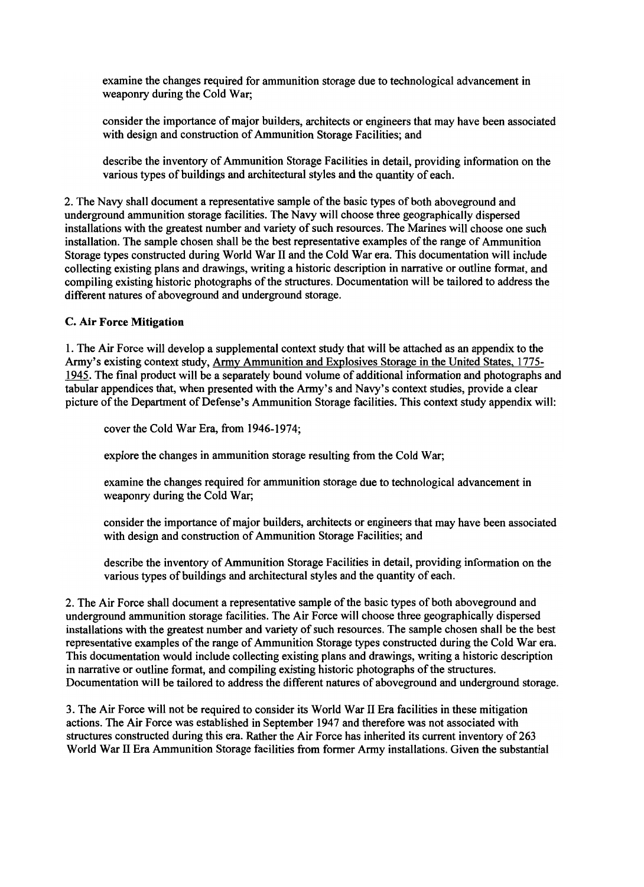examine the changes required for ammunition storage due to technological advancement in weaponry during the Cold War;

consider the importance of major builders, architects or engineers that may have been associated with design and construction of Ammunition Storage Facilities; and

describe the inventory of Ammunition Storage Facilities in detail, providing information on the various types of buildings and architectural styles and the quantity of each.

2. The Navy shall document a representative sample of the basic types of both aboveground and underground ammunition storage facilities. The Navy will choose three geographically dispersed installations with the greatest number and variety of such resources. The Marines will choose one such installation. The sample chosen shall be the best representative examples of the range of Ammunition Storage types constructed during World War II and the Cold War era. This documentation will include collecting existing plans and drawings, writing a historic description in narrative or outline format, and compiling existing historic photographs of the structures. Documentation will be tailored to address the different natures of aboveground and underground storage.

**C. Air Force Mitigation**

1. The Air Force will develop a supplemental context study that will be attached as an appendix to the Army's existing context study, Army Ammunition and Explosives Storage in the United States, 1775-1945. The final product will be a separately bound volume of additional information and photographs and tabular appendices that, when presented with the Army's and Navy's context studies, provide a clear picture of the Department of Defense's Ammunition Storage facilities. This context study appendix will:

cover the Cold War Era, from 1946-1974;

explore the changes in ammunition storage resulting from the Cold War;

examine the changes required for ammunition storage due to technological advancement in weaponry during the Cold War;

consider the importance of major builders, architects or engineers that may have been associated with design and construction of Ammunition Storage Facilities; and

describe the inventory of Ammunition Storage Facilities in detail, providing information on the various types of buildings and architectural styles and the quantity of each.

2. The Air Force shall document a representative sample of the basic types of both aboveground and underground ammunition storage facilities. The Air Force will choose three geographically dispersed installations with the greatest number and variety of such resources. The sample chosen shall be the best representative examples of the range of Ammunition Storage types constructed during the Cold War era. This documentation would include collecting existing plans and drawings, writing a historic description in narrative or outline format, and compiling existing historic photographs of the structures. Documentation will be tailored to address the different natures of aboveground and underground storage.

3. The Air Force will not be required to consider its World War II Era facilities in these mitigation actions. The Air Force was established in September 1947 and therefore was not associated with structures constructed during this era. Rather the Air Force has inherited its current inventory of 263 World War II Era Ammunition Storage facilities from former Army installations. Given the substantial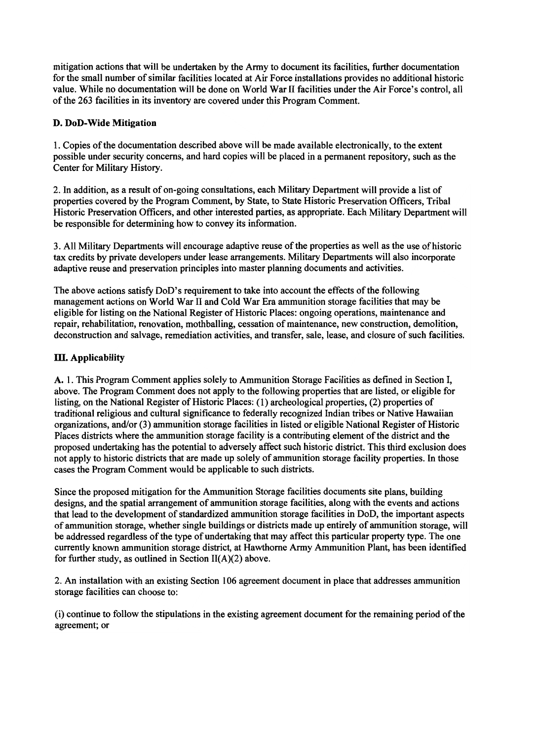mitigation actions that will be undertaken by the Army to document its facilities, further documentation for the small number of similar facilities located at Air Force installations provides no additional historic value. While no documentation will be done on World War II facilities under the Air Force's control, all of the 263 facilities in its inventory are covered under this Program Comment.

**D. DoD-Wide Mitigation**

1. Copies of the documentation described above will be made available electronically, to the extent possible under security concerns, and hard copies will be placed in a permanent repository, such as the Center for Military History.

2. In addition, as a result of on-going consultations, each Military Department will provide a list of properties covered by the Program Comment, by State, to State Historic Preservation Officers, Tribal Historic Preservation Officers, and other interested parties, as appropriate. Each Military Department will be responsible for determining how to convey its information.

3. All Military Departments will encourage adaptive reuse of the properties as well as the use of historic tax credits by private developers under lease arrangements. Military Departments will also incorporate adaptive reuse and preservation principles into master planning documents and activities.

The above actions satisfy DoD's requirement to take into account the effects of the following management actions on World War II and Cold War Era ammunition storage facilities that may be eligible for listing on the National Register of Historic Places: ongoing operations, maintenance and repair, rehabilitation, renovation, mothballing, cessation of maintenance, new construction, demolition, deconstruction and salvage, remediation activities, and transfer, sale, lease, and closure of such facilities.

**III. Applicability**

**A.** 1. This Program Comment applies solely to Ammunition Storage Facilities as defined in Section I, above. The Program Comment does not apply to the following properties that are listed, or eligible for listing, on the National Register of Historic Places: (1) archeological properties, (2) properties of traditional religious and cultural significance to federally recognized Indian tribes or Native Hawaiian organizations, and/or (3) ammunition storage facilities in listed or eligible National Register of Historic Places districts where the ammunition storage facility is a contributing element of the district and the proposed undertaking has the potential to adversely affect such historic district. This third exclusion does not apply to historic districts that are made up solely of ammunition storage facility properties. In those cases the Program Comment would be applicable to such districts.

Since the proposed mitigation for the Ammunition Storage facilities documents site plans, building designs, and the spatial arrangement of ammunition storage facilities, along with the events and actions that lead to the development of standardized ammunition storage facilities in DoD, the important aspects of ammunition storage, whether single buildings or districts made up entirely of ammunition storage, will be addressed regardless of the type of undertaking that may affect this particular property type. The one currently known ammunition storage district, at Hawthorne Army Ammunition Plant, has been identified for further study, as outlined in Section II(A)(2) above.

2. An installation with an existing Section 106 agreement document in place that addresses ammunition storage facilities can choose to:

(i) continue to follow the stipulations in the existing agreement document for the remaining period of the agreement; or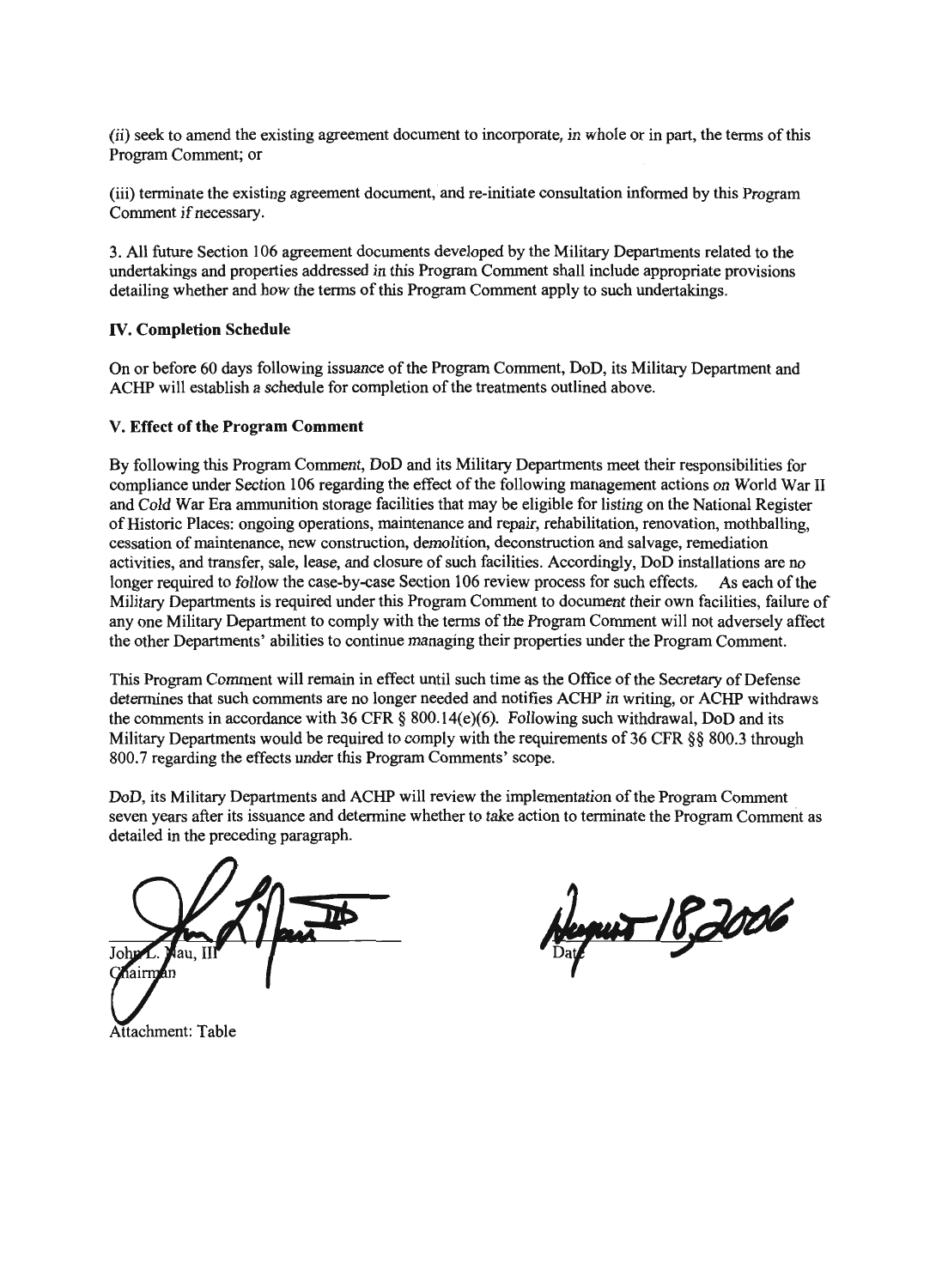(ii) seek to amend the existing agreement document to incorporate, in whole or in part, the terms of this Program Comment; or

(iii) terminate the existing agreement document, and re-initiate consultation informed by this Program Comment if necessary.

3. All future Section 106 agreement documents developed by the Military Departments related to the undertakings and properties addressed in this Program Comment shall include appropriate provisions detailing whether and how the terms of this Program Comment apply to such undertakings.

### IV. Completion Schedule

On or before 60 days following issuance of the Program Comment, DoD, its Military Department and ACHP will establish a schedule for completion of the treatments outlined above.

### V. Effect of the Program Comment

By following this Program Comment, DoD and its Military Departments meet their responsibilities for compliance under Section 106 regarding the effect of the following management actions on World War II and Cold War Era ammunition storage facilities that may be eligible for listing on the National Register of Historic Places: ongoing operations, maintenance and repair, rehabilitation, renovation, mothballing, cessation of maintenance, new construction, demolition, deconstruction and salvage, remediation activities, and transfer, sale, lease, and closure of such facilities. Accordingly, DoD installations are no longer required to follow the case-by-case Section 106 review process for such effects. As each of the Military Departments is required under this Program Comment to document their own facilities, failure of any one Military Department to comply with the terms of the Program Comment will not adversely affect the other Departments' abilities to continue managing their properties under the Program Comment.

This Program Comment will remain in effect until such time as the Office of the Secretary of Defense determines that such comments are no longer needed and notifies ACHP in writing, or ACHP withdraws the comments in accordance with 36 CFR § 800.14(e)(6). Following such withdrawal, DoD and its Military Departments would be required to comply with the requirements of 36 CFR §§ 800.3 through 800.7 regarding the effects under this Program Comments' scope.

DoD, its Military Departments and ACHP will review the implementation of the Program Comment seven years after its issuance and determine whether to take action to terminate the Program Comment as detailed in the preceding paragraph.

John L. Nau, III
Chairman

August 18, 2006
Date

Attachment: Table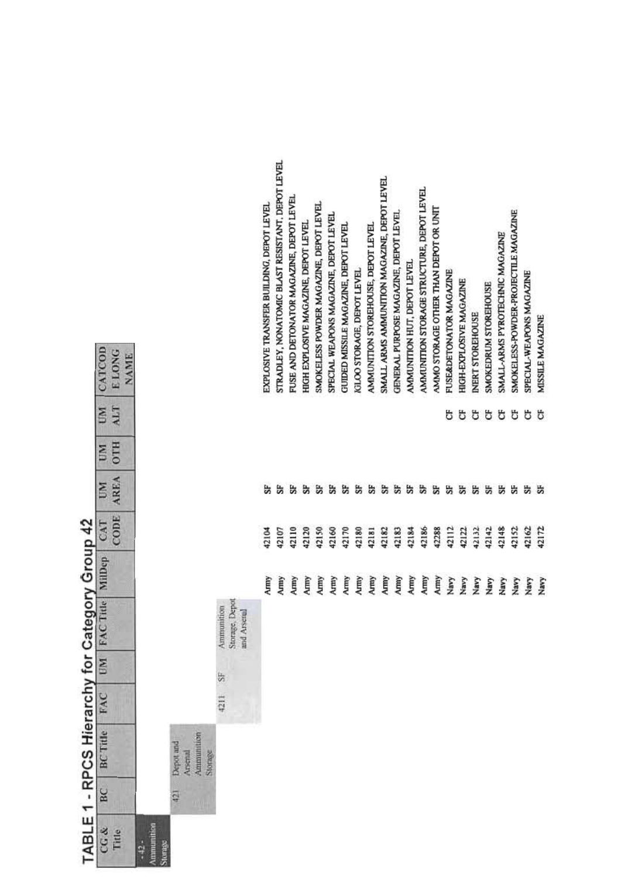# TABLE 1 - RPCS Hierarchy for Category Group 42

| CG & Title | BC | BC Title | FAC | UM | FAC Title | MilDep | CAT CODE | UM AREA | UM OTH | UM ALT | CATCODE LONG NAME |
|---|---|---|---|---|---|---|---|---|---|---|---|
| 42 - Ammunition Storage | | | | | | | | | | | |
| | 421 | Depot and Arsenal Ammunition Storage | | | | | | | | | |
| | | | 4211 | SF | Ammunition Storage, Depot and Arsenal | | | | | | |
| | | | | | | Army | 42104 | SF | | | EXPLOSIVE TRANSFER BUILDING, DEPOT LEVEL |
| | | | | | | Army | 42107 | SF | | | STRADLEY, NONATOMIC BLAST RESISTANT, DEPOT LEVEL |
| | | | | | | Army | 42110 | SF | | | FUSE AND DETONATOR MAGAZINE, DEPOT LEVEL |
| | | | | | | Army | 42120 | SF | | | HIGH EXPLOSIVE MAGAZINE, DEPOT LEVEL |
| | | | | | | Army | 42150 | SF | | | SMOKELESS POWDER MAGAZINE, DEPOT LEVEL |
| | | | | | | Army | 42160 | SF | | | SPECIAL WEAPONS MAGAZINE, DEPOT LEVEL |
| | | | | | | Army | 42170 | SF | | | GUIDED MISSILE MAGAZINE, DEPOT LEVEL |
| | | | | | | Army | 42180 | SF | | | IGLOO STORAGE, DEPOT LEVEL |
| | | | | | | Army | 42181 | SF | | | AMMUNITION STOREHOUSE, DEPOT LEVEL |
| | | | | | | Army | 42182 | SF | | | SMALL ARMS AMMUNITION MAGAZINE, DEPOT LEVEL |
| | | | | | | Army | 42183 | SF | | | GENERAL PURPOSE MAGAZINE, DEPOT LEVEL |
| | | | | | | Army | 42184 | SF | | | AMMUNITION HUT, DEPOT LEVEL |
| | | | | | | Army | 42186 | SF | | | AMMUNITION STORAGE STRUCTURE, DEPOT LEVEL |
| | | | | | | Army | 42288 | SF | | | AMMO STORAGE OTHER THAN DEPOT OR UNIT |
| | | | | | | Navy | 42112 | SF | | CF | FUSE&DETONATOR MAGAZINE |
| | | | | | | Navy | 42122 | SF | | CF | HIGH-EXPLOSIVE MAGAZINE |
| | | | | | | Navy | 42132 | SF | | CF | INERT STOREHOUSE |
| | | | | | | Navy | 42142 | SF | | CF | SMOKEDRUM STOREHOUSE |
| | | | | | | Navy | 42148 | SF | | CF | SMALL-ARMS PYROTECHNIC MAGAZINE |
| | | | | | | Navy | 42152 | SF | | CF | SMOKELESS-POWDER-PROJECTILE MAGAZINE |
| | | | | | | Navy | 42162 | SF | | CF | SPECIAL-WEAPONS MAGAZINE |
| | | | | | | Navy | 42172 | SF | | CF | MISSILE MAGAZINE |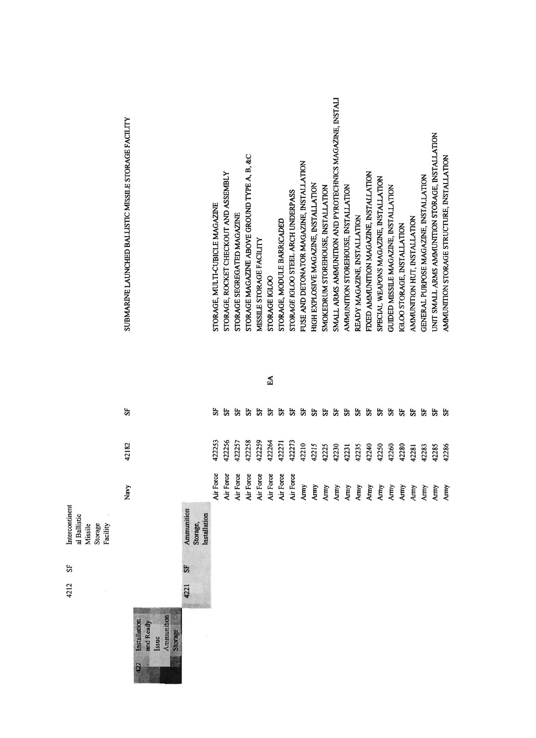| | | | | | | | |
|---|---|---|---|---|---|---|---|
| | 4212 | SF | Intercontinental Ballistic Missile Storage Facility | | | | |
| | | | | Navy | 42182 | SF | SUBMARINE LAUNCHED BALLISTIC MISSILE STORAGE FACILITY |
| 422 Installation and Ready Issue Ammunition Storage | | | | | | | |
| | 4221 | SF | Ammunition Storage, Installation | | | | |
| | | | | Air Force | 422253 | SF | STORAGE, MULTI-CUBICLE MAGAZINE |
| | | | | Air Force | 422256 | SF | STORAGE, ROCKET CHECKOUT AND ASSEMBLY |
| | | | | Air Force | 422257 | SF | STORAGE SEGREGATED MAGAZINE |
| | | | | Air Force | 422258 | SF | STORAGE MAGAZINE ABOVE GROUND TYPE A, B, &C |
| | | | | Air Force | 422259 | SF | MISSILE STORAGE FACILITY |
| | | | | Air Force | 422264 | SF EA | STORAGE IGLOO |
| | | | | Air Force | 422271 | SF | STORAGE, MODULE BARRICADED |
| | | | | Air Force | 422273 | SF | STORAGE IGLOO STEEL ARCH UNDERPASS |
| | | | | Army | 42210 | SF | FUSE AND DETONATOR MAGAZINE, INSTALLATION |
| | | | | Army | 42215 | SF | HIGH EXPLOSIVE MAGAZINE, INSTALLATION |
| | | | | Army | 42225 | SF | SMOKEDRUM STOREHOUSE, INSTALLATION |
| | | | | Army | 42230 | SF | SMALL ARMS AMMUNITION AND PYROTECHNICS MAGAZINE, INSTALL |
| | | | | Army | 42231 | SF | AMMUNITION STOREHOUSE, INSTALLATION |
| | | | | Army | 42235 | SF | READY MAGAZINE, INSTALLATION |
| | | | | Army | 42240 | SF | FIXED AMMUNITION MAGAZINE, INSTALLATION |
| | | | | Army | 42250 | SF | SPECIAL WEAPONS MAGAZINE, INSTALLATION |
| | | | | Army | 42260 | SF | GUIDED MISSILE MAGAZINE, INSTALLATION |
| | | | | Army | 42280 | SF | IGLOO STORAGE, INSTALLATION |
| | | | | Army | 42281 | SF | AMMUNITION HUT, INSTALLATION |
| | | | | Army | 42283 | SF | GENERAL PURPOSE MAGAZINE, INSTALLATION |
| | | | | Army | 42285 | SF | UNIT SMALL ARMS AMMUNITION STORAGE, INSTALLATION |
| | | | | Army | 42286 | SF | AMMUNITION STORAGE STRUCTURE, INSTALLATION |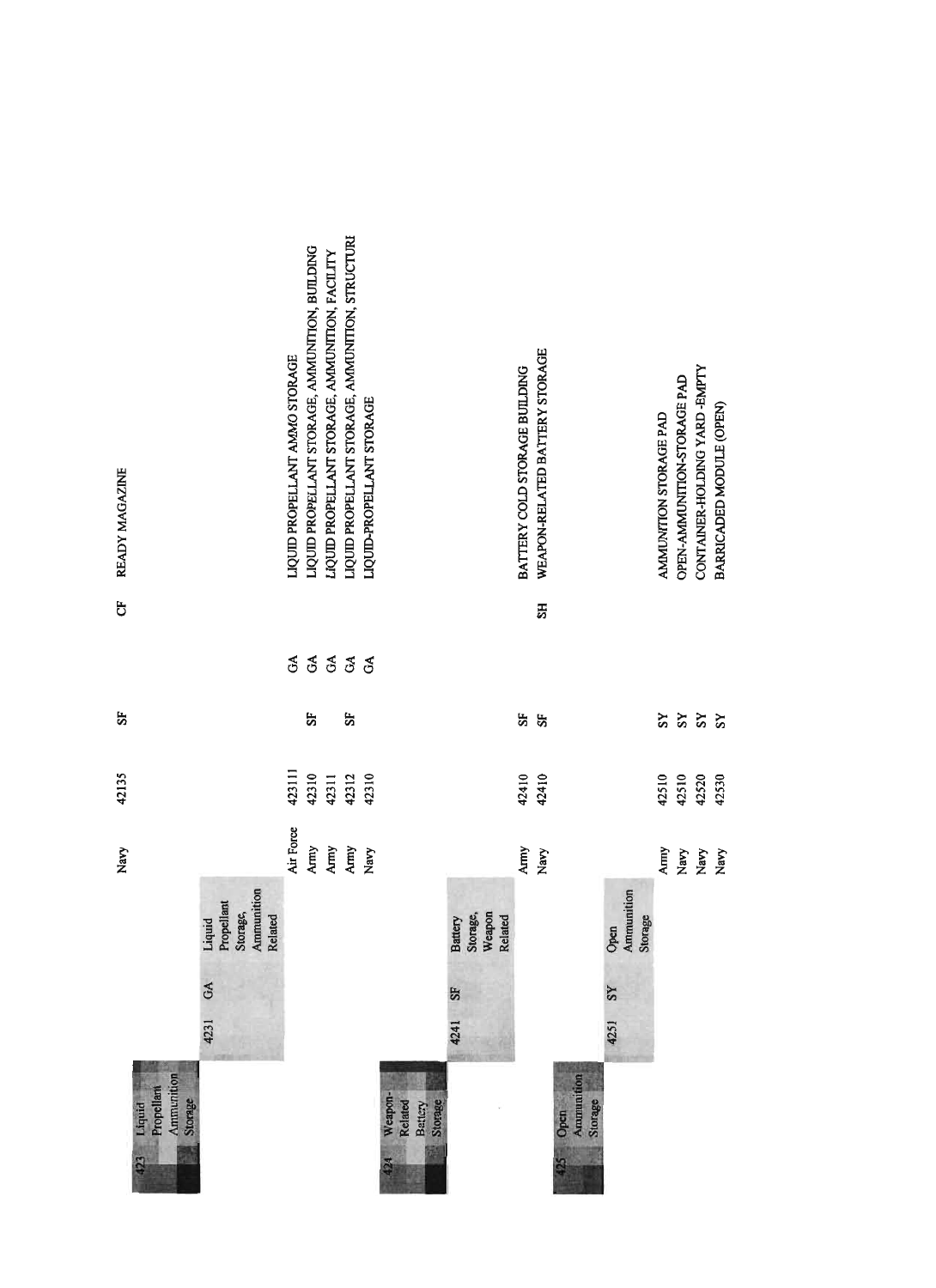| | | | | | | | | |
|---|---|---|---|---|---|---|---|---|
| | | | Navy | 42135 | SF | | CF | READY MAGAZINE |
| 423 Liquid Propellant Ammunition Storage | | | | | | | | |
| | 4231 | GA | Liquid Propellant Storage, Ammunition Related | | | | | |
| | | | Air Force | 423111 | | GA | | LIQUID PROPELLANT AMMO STORAGE |
| | | | Army | 42310 | SF | GA | | LIQUID PROPELLANT STORAGE, AMMUNITION, BUILDING |
| | | | Army | 42311 | | GA | | LIQUID PROPELLANT STORAGE, AMMUNITION, FACILITY |
| | | | Army | 42312 | SF | GA | | LIQUID PROPELLANT STORAGE, AMMUNITION, STRUCTURE |
| | | | Navy | 42310 | | GA | | LIQUID-PROPELLANT STORAGE |
| 424 Weapon-Related Battery Storage | | | | | | | | |
| | 4241 | SF | Battery Storage, Weapon Related | | | | | |
| | | | Army | 42410 | SF | | | BATTERY COLD STORAGE BUILDING |
| | | | Navy | 42410 | SF | | SH | WEAPON-RELATED BATTERY STORAGE |
| 425 Open Ammunition Storage | | | | | | | | |
| | 4251 | SY | Open Ammunition Storage | | | | | |
| | | | Army | 42510 | SY | | | AMMUNITION STORAGE PAD |
| | | | Navy | 42510 | SY | | | OPEN-AMMUNITION-STORAGE PAD |
| | | | Navy | 42520 | SY | | | CONTAINER-HOLDING YARD -EMPTY |
| | | | Navy | 42530 | SY | | | BARRICADED MODULE (OPEN) |